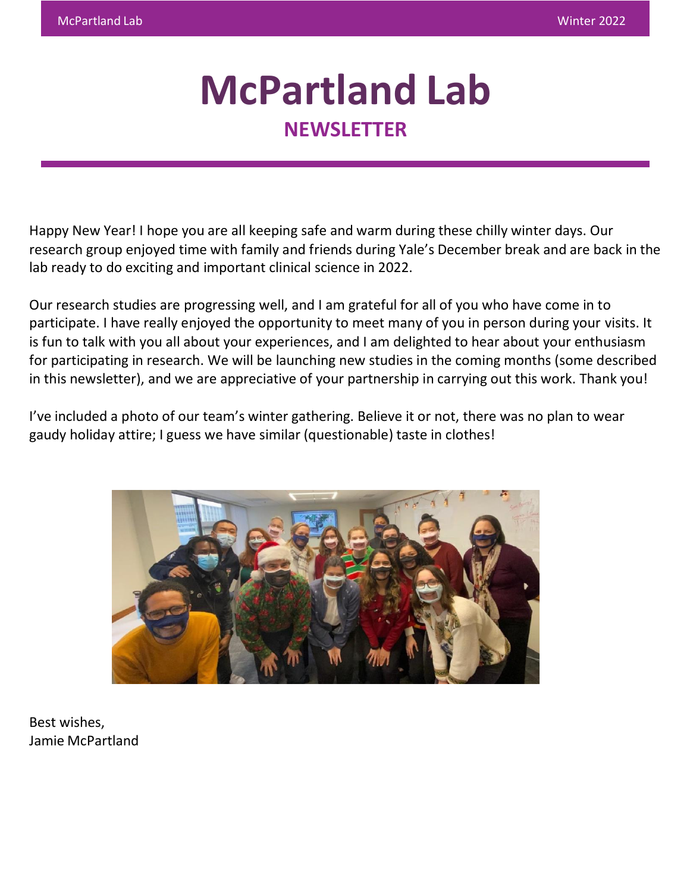# McPartland Lab

## NEWSLETTER

Happy New Year! I hope you are all keeping safe and warm during these chilly winter days. Our research group enjoyed time with family and friends during Yale's December break and are back in the lab ready to do exciting and important clinical science in 2022.

Our research studies are progressing well, and I am grateful for all of you who have come in to participate. I have really enjoyed the opportunity to meet many of you in person during your visits. It is fun to talk with you all about your experiences, and I am delighted to hear about your enthusiasm for participating in research. We will be launching new studies in the coming months (some described in this newsletter), and we are appreciative of your partnership in carrying out this work. Thank you!

I've included a photo of our team's winter gathering. Believe it or not, there was no plan to wear gaudy holiday attire; I guess we have similar (questionable) taste in clothes!

Best wishes,
Jamie McPartland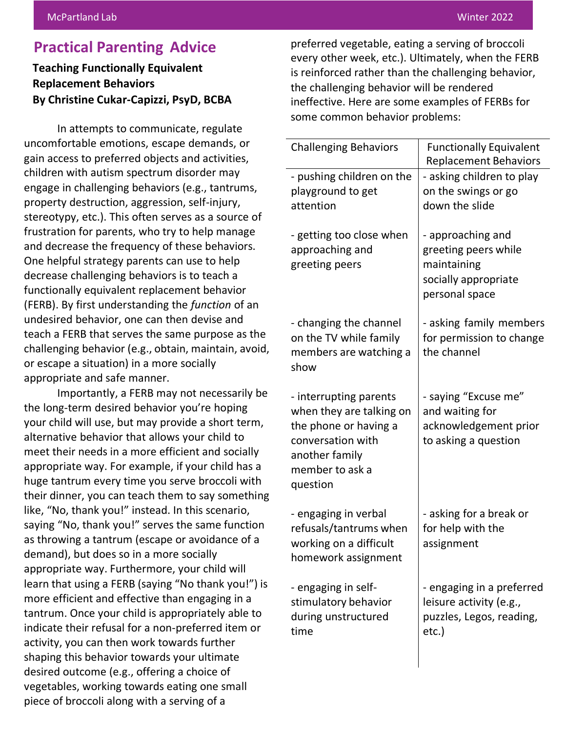## Practical Parenting Advice

**Teaching Functionally Equivalent Replacement Behaviors**
**By Christine Cukar-Capizzi, PsyD, BCBA**

In attempts to communicate, regulate uncomfortable emotions, escape demands, or gain access to preferred objects and activities, children with autism spectrum disorder may engage in challenging behaviors (e.g., tantrums, property destruction, aggression, self-injury, stereotypy, etc.). This often serves as a source of frustration for parents, who try to help manage and decrease the frequency of these behaviors. One helpful strategy parents can use to help decrease challenging behaviors is to teach a functionally equivalent replacement behavior (FERB). By first understanding the *function* of an undesired behavior, one can then devise and teach a FERB that serves the same purpose as the challenging behavior (e.g., obtain, maintain, avoid, or escape a situation) in a more socially appropriate and safe manner.

Importantly, a FERB may not necessarily be the long-term desired behavior you're hoping your child will use, but may provide a short term, alternative behavior that allows your child to meet their needs in a more efficient and socially appropriate way. For example, if your child has a huge tantrum every time you serve broccoli with their dinner, you can teach them to say something like, "No, thank you!" instead. In this scenario, saying "No, thank you!" serves the same function as throwing a tantrum (escape or avoidance of a demand), but does so in a more socially appropriate way. Furthermore, your child will learn that using a FERB (saying "No thank you!") is more efficient and effective than engaging in a tantrum. Once your child is appropriately able to indicate their refusal for a non-preferred item or activity, you can then work towards further shaping this behavior towards your ultimate desired outcome (e.g., offering a choice of vegetables, working towards eating one small piece of broccoli along with a serving of a preferred vegetable, eating a serving of broccoli every other week, etc.). Ultimately, when the FERB is reinforced rather than the challenging behavior, the challenging behavior will be rendered ineffective. Here are some examples of FERBs for some common behavior problems:

| Challenging Behaviors | Functionally Equivalent Replacement Behaviors |
|---|---|
| - pushing children on the playground to get attention | - asking children to play on the swings or go down the slide |
| - getting too close when approaching and greeting peers | - approaching and greeting peers while maintaining socially appropriate personal space |
| - changing the channel on the TV while family members are watching a show | - asking family members for permission to change the channel |
| - interrupting parents when they are talking on the phone or having a conversation with another family member to ask a question | - saying "Excuse me" and waiting for acknowledgement prior to asking a question |
| - engaging in verbal refusals/tantrums when working on a difficult homework assignment | - asking for a break or for help with the assignment |
| - engaging in self-stimulatory behavior during unstructured time | - engaging in a preferred leisure activity (e.g., puzzles, Legos, reading, etc.) |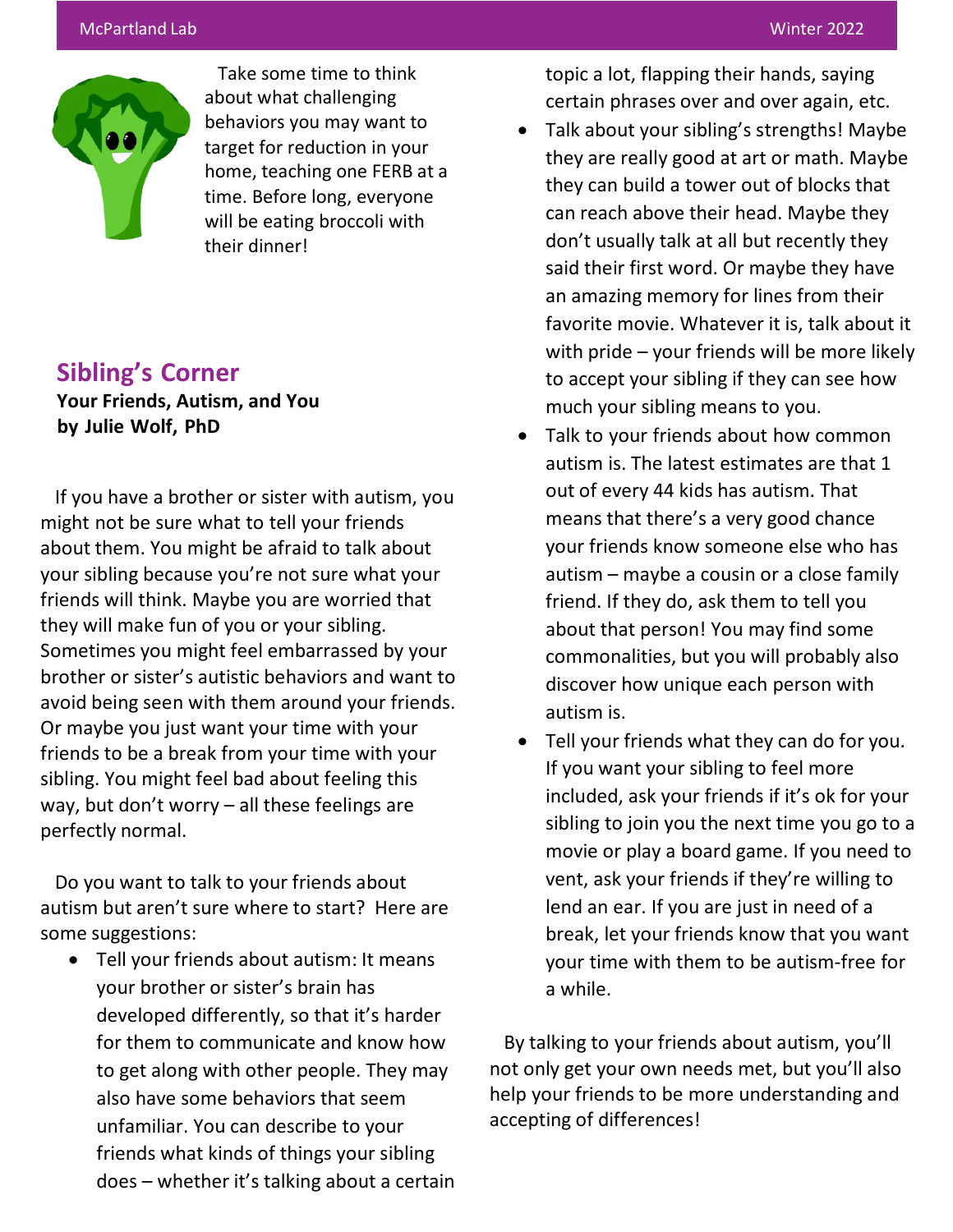Take some time to think about what challenging behaviors you may want to target for reduction in your home, teaching one FERB at a time. Before long, everyone will be eating broccoli with their dinner!

## Sibling's Corner

**Your Friends, Autism, and You**
**by Julie Wolf, PhD**

If you have a brother or sister with autism, you might not be sure what to tell your friends about them. You might be afraid to talk about your sibling because you're not sure what your friends will think. Maybe you are worried that they will make fun of you or your sibling. Sometimes you might feel embarrassed by your brother or sister's autistic behaviors and want to avoid being seen with them around your friends. Or maybe you just want your time with your friends to be a break from your time with your sibling. You might feel bad about feeling this way, but don't worry – all these feelings are perfectly normal.

Do you want to talk to your friends about autism but aren't sure where to start? Here are some suggestions:

- Tell your friends about autism: It means your brother or sister's brain has developed differently, so that it's harder for them to communicate and know how to get along with other people. They may also have some behaviors that seem unfamiliar. You can describe to your friends what kinds of things your sibling does – whether it's talking about a certain topic a lot, flapping their hands, saying certain phrases over and over again, etc.
- Talk about your sibling's strengths! Maybe they are really good at art or math. Maybe they can build a tower out of blocks that can reach above their head. Maybe they don't usually talk at all but recently they said their first word. Or maybe they have an amazing memory for lines from their favorite movie. Whatever it is, talk about it with pride – your friends will be more likely to accept your sibling if they can see how much your sibling means to you.
- Talk to your friends about how common autism is. The latest estimates are that 1 out of every 44 kids has autism. That means that there's a very good chance your friends know someone else who has autism – maybe a cousin or a close family friend. If they do, ask them to tell you about that person! You may find some commonalities, but you will probably also discover how unique each person with autism is.
- Tell your friends what they can do for you. If you want your sibling to feel more included, ask your friends if it's ok for your sibling to join you the next time you go to a movie or play a board game. If you need to vent, ask your friends if they're willing to lend an ear. If you are just in need of a break, let your friends know that you want your time with them to be autism-free for a while.

By talking to your friends about autism, you'll not only get your own needs met, but you'll also help your friends to be more understanding and accepting of differences!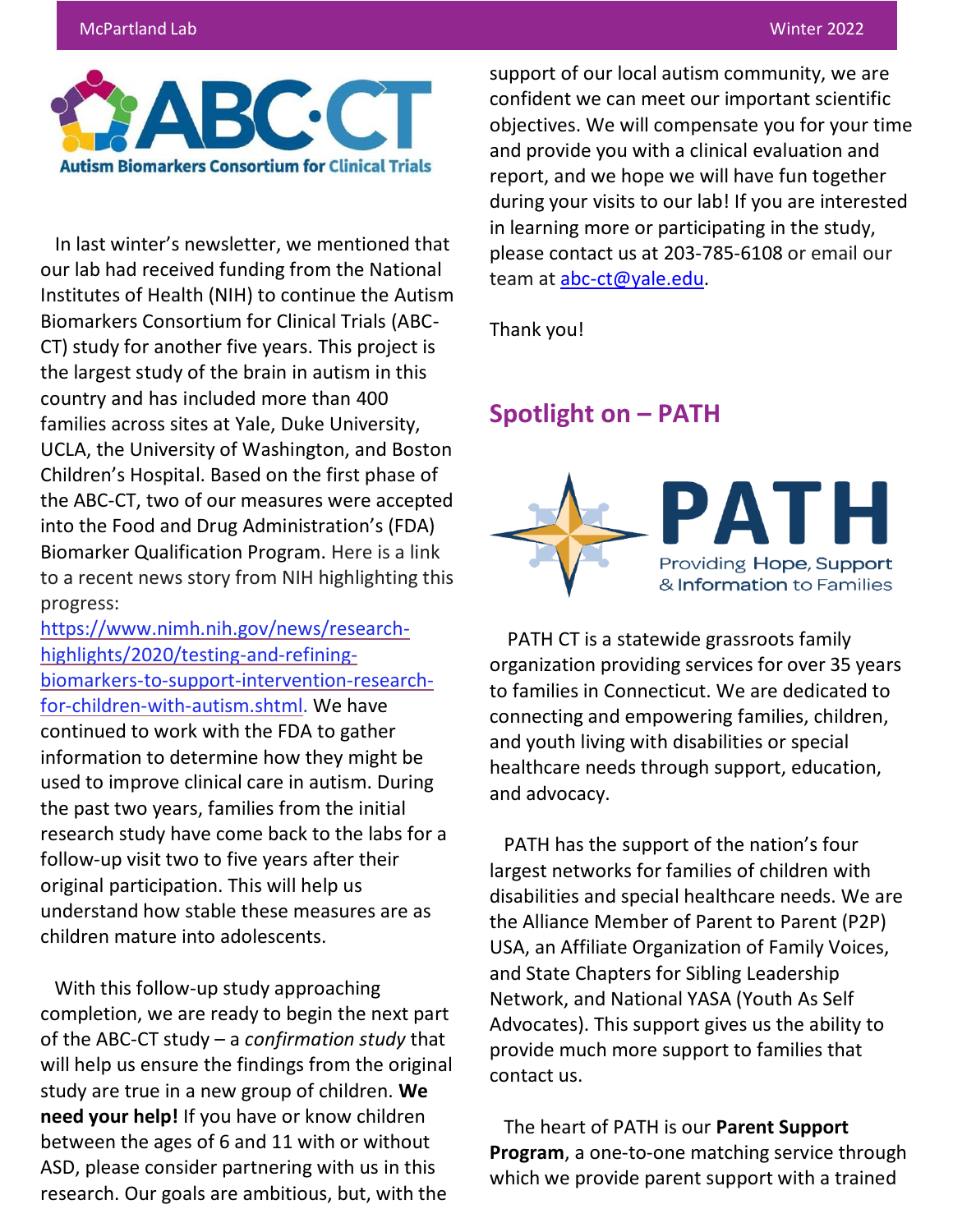# ABC·CT

**Autism Biomarkers Consortium for Clinical Trials**

In last winter's newsletter, we mentioned that our lab had received funding from the National Institutes of Health (NIH) to continue the Autism Biomarkers Consortium for Clinical Trials (ABC-CT) study for another five years. This project is the largest study of the brain in autism in this country and has included more than 400 families across sites at Yale, Duke University, UCLA, the University of Washington, and Boston Children's Hospital. Based on the first phase of the ABC-CT, two of our measures were accepted into the Food and Drug Administration's (FDA) Biomarker Qualification Program. Here is a link to a recent news story from NIH highlighting this progress: https://www.nimh.nih.gov/news/research-highlights/2020/testing-and-refining-biomarkers-to-support-intervention-research-for-children-with-autism.shtml. We have continued to work with the FDA to gather information to determine how they might be used to improve clinical care in autism. During the past two years, families from the initial research study have come back to the labs for a follow-up visit two to five years after their original participation. This will help us understand how stable these measures are as children mature into adolescents.

With this follow-up study approaching completion, we are ready to begin the next part of the ABC-CT study – a *confirmation study* that will help us ensure the findings from the original study are true in a new group of children. **We need your help!** If you have or know children between the ages of 6 and 11 with or without ASD, please consider partnering with us in this research. Our goals are ambitious, but, with the support of our local autism community, we are confident we can meet our important scientific objectives. We will compensate you for your time and provide you with a clinical evaluation and report, and we hope we will have fun together during your visits to our lab! If you are interested in learning more or participating in the study, please contact us at 203-785-6108 or email our team at abc-ct@yale.edu.

Thank you!

## Spotlight on – PATH

**PATH**
Providing Hope, Support & Information to Families

PATH CT is a statewide grassroots family organization providing services for over 35 years to families in Connecticut. We are dedicated to connecting and empowering families, children, and youth living with disabilities or special healthcare needs through support, education, and advocacy.

PATH has the support of the nation's four largest networks for families of children with disabilities and special healthcare needs. We are the Alliance Member of Parent to Parent (P2P) USA, an Affiliate Organization of Family Voices, and State Chapters for Sibling Leadership Network, and National YASA (Youth As Self Advocates). This support gives us the ability to provide much more support to families that contact us.

The heart of PATH is our **Parent Support Program**, a one-to-one matching service through which we provide parent support with a trained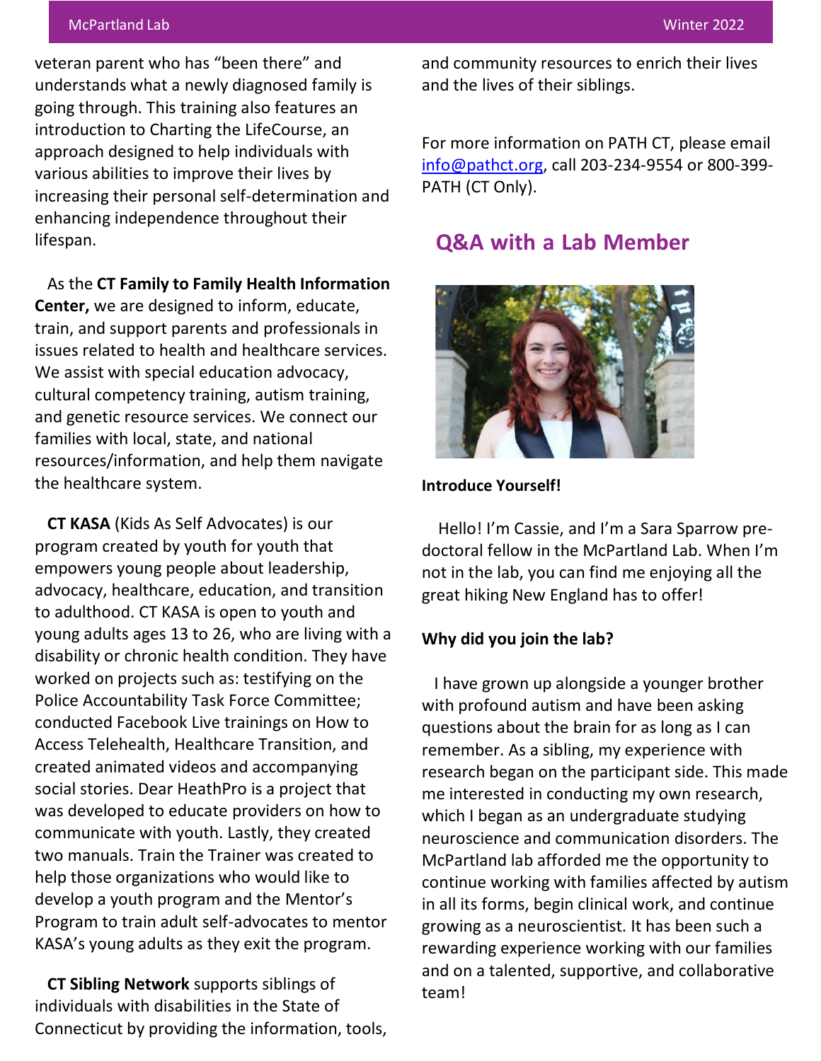veteran parent who has "been there" and understands what a newly diagnosed family is going through. This training also features an introduction to Charting the LifeCourse, an approach designed to help individuals with various abilities to improve their lives by increasing their personal self-determination and enhancing independence throughout their lifespan.

As the **CT Family to Family Health Information Center,** we are designed to inform, educate, train, and support parents and professionals in issues related to health and healthcare services. We assist with special education advocacy, cultural competency training, autism training, and genetic resource services. We connect our families with local, state, and national resources/information, and help them navigate the healthcare system.

**CT KASA** (Kids As Self Advocates) is our program created by youth for youth that empowers young people about leadership, advocacy, healthcare, education, and transition to adulthood. CT KASA is open to youth and young adults ages 13 to 26, who are living with a disability or chronic health condition. They have worked on projects such as: testifying on the Police Accountability Task Force Committee; conducted Facebook Live trainings on How to Access Telehealth, Healthcare Transition, and created animated videos and accompanying social stories. Dear HeathPro is a project that was developed to educate providers on how to communicate with youth. Lastly, they created two manuals. Train the Trainer was created to help those organizations who would like to develop a youth program and the Mentor's Program to train adult self-advocates to mentor KASA's young adults as they exit the program.

**CT Sibling Network** supports siblings of individuals with disabilities in the State of Connecticut by providing the information, tools, and community resources to enrich their lives and the lives of their siblings.

For more information on PATH CT, please email info@pathct.org, call 203-234-9554 or 800-399-PATH (CT Only).

## Q&A with a Lab Member

**Introduce Yourself!**

Hello! I'm Cassie, and I'm a Sara Sparrow pre-doctoral fellow in the McPartland Lab. When I'm not in the lab, you can find me enjoying all the great hiking New England has to offer!

**Why did you join the lab?**

I have grown up alongside a younger brother with profound autism and have been asking questions about the brain for as long as I can remember. As a sibling, my experience with research began on the participant side. This made me interested in conducting my own research, which I began as an undergraduate studying neuroscience and communication disorders. The McPartland lab afforded me the opportunity to continue working with families affected by autism in all its forms, begin clinical work, and continue growing as a neuroscientist. It has been such a rewarding experience working with our families and on a talented, supportive, and collaborative team!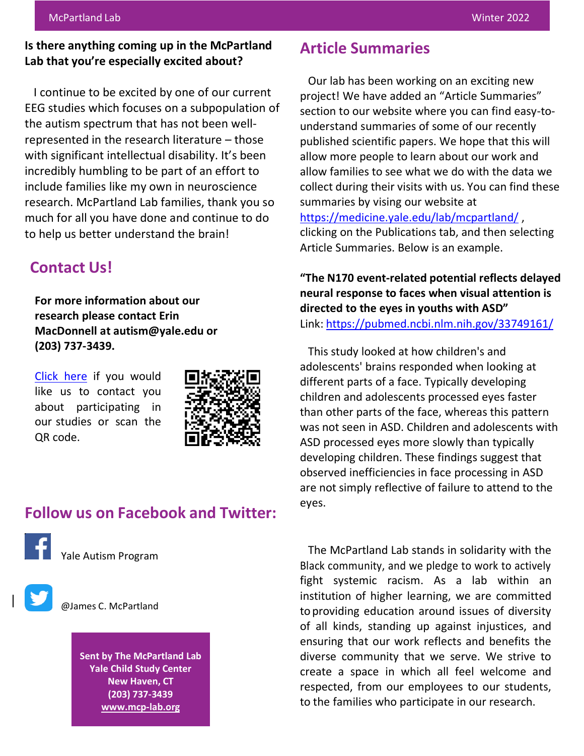**Is there anything coming up in the McPartland Lab that you're especially excited about?**

I continue to be excited by one of our current EEG studies which focuses on a subpopulation of the autism spectrum that has not been well-represented in the research literature – those with significant intellectual disability. It's been incredibly humbling to be part of an effort to include families like my own in neuroscience research. McPartland Lab families, thank you so much for all you have done and continue to do to help us better understand the brain!

## Contact Us!

**For more information about our research please contact Erin MacDonnell at autism@yale.edu or (203) 737-3439.**

Click here if you would like us to contact you about participating in our studies or scan the QR code.

## Follow us on Facebook and Twitter:

Yale Autism Program

@James C. McPartland

**Sent by The McPartland Lab**
**Yale Child Study Center**
**New Haven, CT**
**(203) 737-3439**
**www.mcp-lab.org**

## Article Summaries

Our lab has been working on an exciting new project! We have added an "Article Summaries" section to our website where you can find easy-to-understand summaries of some of our recently published scientific papers. We hope that this will allow more people to learn about our work and allow families to see what we do with the data we collect during their visits with us. You can find these summaries by vising our website at https://medicine.yale.edu/lab/mcpartland/ , clicking on the Publications tab, and then selecting Article Summaries. Below is an example.

**"The N170 event-related potential reflects delayed neural response to faces when visual attention is directed to the eyes in youths with ASD"**
Link: https://pubmed.ncbi.nlm.nih.gov/33749161/

This study looked at how children's and adolescents' brains responded when looking at different parts of a face. Typically developing children and adolescents processed eyes faster than other parts of the face, whereas this pattern was not seen in ASD. Children and adolescents with ASD processed eyes more slowly than typically developing children. These findings suggest that observed inefficiencies in face processing in ASD are not simply reflective of failure to attend to the eyes.

The McPartland Lab stands in solidarity with the Black community, and we pledge to work to actively fight systemic racism. As a lab within an institution of higher learning, we are committed to providing education around issues of diversity of all kinds, standing up against injustices, and ensuring that our work reflects and benefits the diverse community that we serve. We strive to create a space in which all feel welcome and respected, from our employees to our students, to the families who participate in our research.